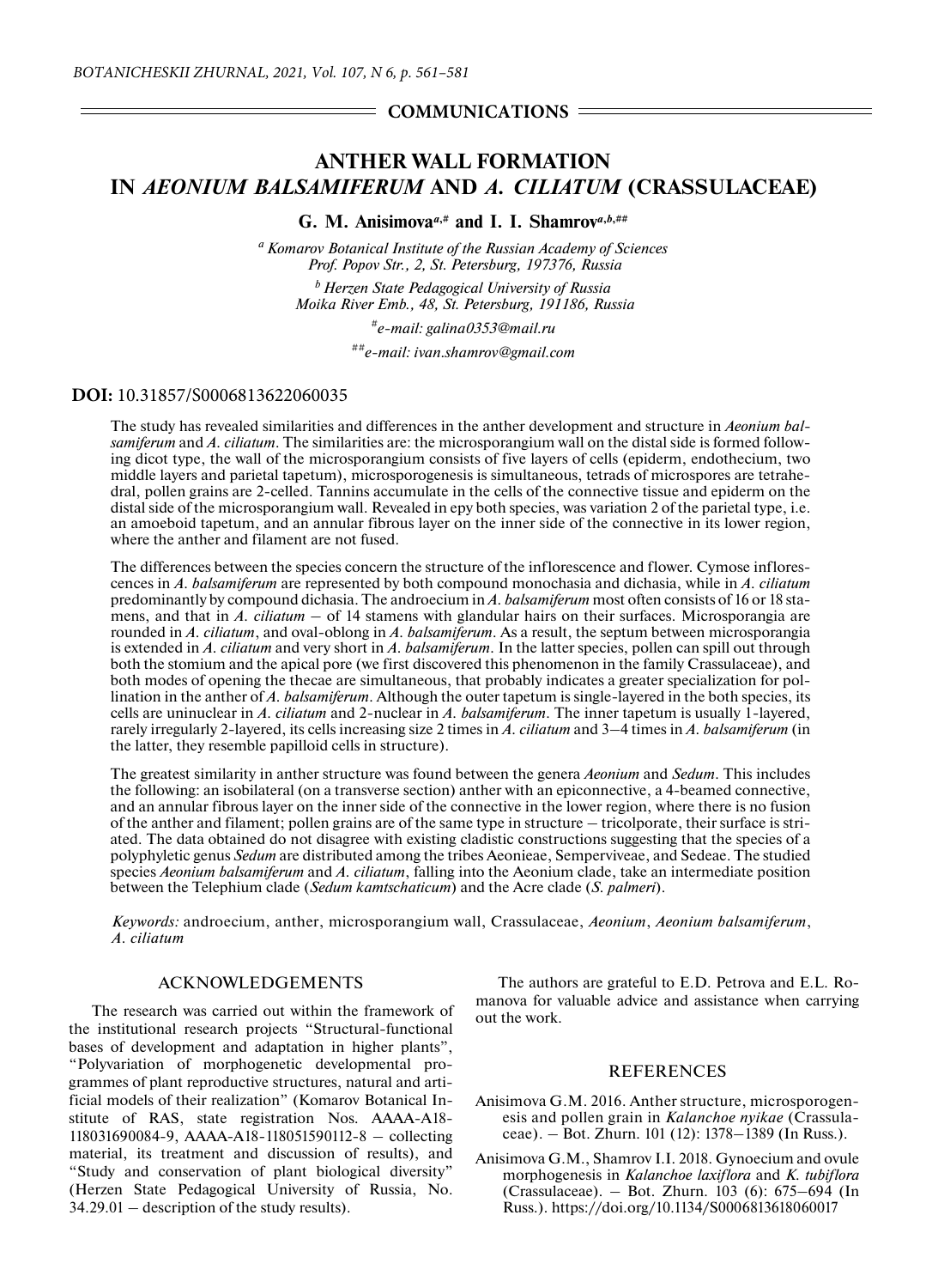## COMMUNICATIONS

# ANTHER WALL FORMATION IN *AEONIUM BALSAMIFERUM* AND *A. CILIATUM* (CRASSULACEAE)

**G. M. Anisimova[a,#] and I. I. Shamrov[a,b,##]**

[a] *Komarov Botanical Institute of the Russian Academy of Sciences Prof. Popov Str., 2, St. Petersburg, 197376, Russia*

[b] *Herzen State Pedagogical University of Russia Moika River Emb., 48, St. Petersburg, 191186, Russia*

[#] *e-mail: galina0353@mail.ru*

[##] *e-mail: ivan.shamrov@gmail.com*

**DOI:** 10.31857/S0006813622060035

The study has revealed similarities and differences in the anther development and structure in *Aeonium balsamiferum* and *A. ciliatum*. The similarities are: the microsporangium wall on the distal side is formed following dicot type, the wall of the microsporangium consists of five layers of cells (epiderm, endothecium, two middle layers and parietal tapetum), microsporogenesis is simultaneous, tetrads of microspores are tetrahedral, pollen grains are 2-celled. Tannins accumulate in the cells of the connective tissue and epiderm on the distal side of the microsporangium wall. Revealed in epy both species, was variation 2 of the parietal type, i.e. an amoeboid tapetum, and an annular fibrous layer on the inner side of the connective in its lower region, where the anther and filament are not fused.

The differences between the species concern the structure of the inflorescence and flower. Cymose inflorescences in *A. balsamiferum* are represented by both compound monochasia and dichasia, while in *A. ciliatum* predominantly by compound dichasia. The androecium in *A. balsamiferum* most often consists of 16 or 18 stamens, and that in *A. ciliatum* – of 14 stamens with glandular hairs on their surfaces. Microsporangia are rounded in *A. ciliatum*, and oval-oblong in *A. balsamiferum*. As a result, the septum between microsporangia is extended in *A. ciliatum* and very short in *A. balsamiferum*. In the latter species, pollen can spill out through both the stomium and the apical pore (we first discovered this phenomenon in the family Crassulaceae), and both modes of opening the thecae are simultaneous, that probably indicates a greater specialization for pollination in the anther of *A. balsamiferum*. Although the outer tapetum is single-layered in the both species, its cells are uninuclear in *A. ciliatum* and 2-nuclear in *A. balsamiferum*. The inner tapetum is usually 1-layered, rarely irregularly 2-layered, its cells increasing size 2 times in *A. ciliatum* and 3–4 times in *A. balsamiferum* (in the latter, they resemble papilloid cells in structure).

The greatest similarity in anther structure was found between the genera *Aeonium* and *Sedum*. This includes the following: an isobilateral (on a transverse section) anther with an epiconnective, a 4-beamed connective, and an annular fibrous layer on the inner side of the connective in the lower region, where there is no fusion of the anther and filament; pollen grains are of the same type in structure – tricolporate, their surface is striated. The data obtained do not disagree with existing cladistic constructions suggesting that the species of a polyphyletic genus *Sedum* are distributed among the tribes Aeonieae, Semperviveae, and Sedeae. The studied species *Aeonium balsamiferum* and *A. ciliatum*, falling into the Aeonium clade, take an intermediate position between the Telephium clade (*Sedum kamtschaticum*) and the Acre clade (*S. palmeri*).

*Keywords:* androecium, anther, microsporangium wall, Crassulaceae, *Aeonium*, *Aeonium balsamiferum*, *A. ciliatum*

## ACKNOWLEDGEMENTS

The research was carried out within the framework of the institutional research projects "Structural-functional bases of development and adaptation in higher plants", "Polyvariation of morphogenetic developmental programmes of plant reproductive structures, natural and artificial models of their realization" (Komarov Botanical Institute of RAS, state registration Nos. AAAA-A18-118031690084-9, AAAA-A18-118051590112-8 – collecting material, its treatment and discussion of results), and "Study and conservation of plant biological diversity" (Herzen State Pedagogical University of Russia, No. 34.29.01 – description of the study results).

The authors are grateful to E.D. Petrova and E.L. Romanova for valuable advice and assistance when carrying out the work.

## REFERENCES

Anisimova G.M. 2016. Anther structure, microsporogenesis and pollen grain in *Kalanchoe nyikae* (Crassulaceae). – Bot. Zhurn. 101 (12): 1378–1389 (In Russ.).

Anisimova G.M., Shamrov I.I. 2018. Gynoecium and ovule morphogenesis in *Kalanchoe laxiflora* and *K. tubiflora* (Crassulaceae). – Bot. Zhurn. 103 (6): 675–694 (In Russ.). https://doi.org/10.1134/S0006813618060017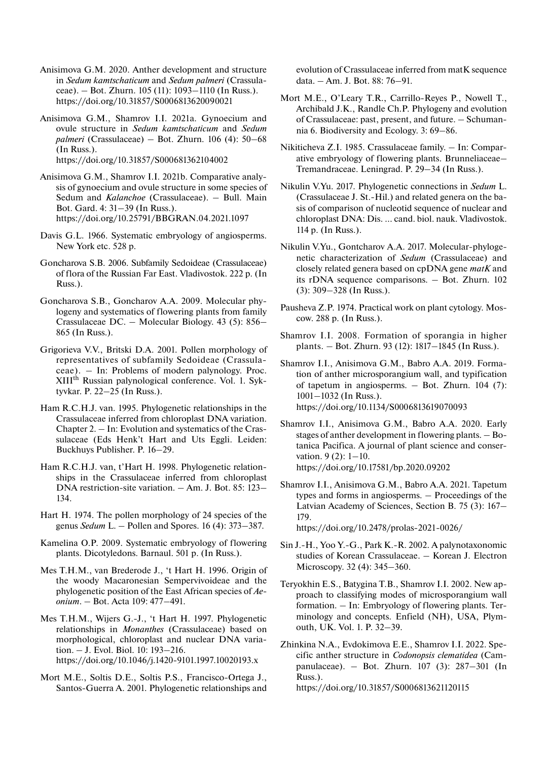Anisimova G.M. 2020. Anther development and structure in *Sedum kamtschaticum* and *Sedum palmeri* (Crassulaceae). – Bot. Zhurn. 105 (11): 1093–1110 (In Russ.). https://doi.org/10.31857/S0006813620090021

Anisimova G.M., Shamrov I.I. 2021a. Gynoecium and ovule structure in *Sedum kamtschaticum* and *Sedum palmeri* (Crassulaceae) – Bot. Zhurn. 106 (4): 50–68 (In Russ.). https://doi.org/10.31857/S000681362104002

Anisimova G.M., Shamrov I.I. 2021b. Comparative analysis of gynoecium and ovule structure in some species of Sedum and *Kalanchoe* (Crassulaceae). – Bull. Main Bot. Gard. 4: 31–39 (In Russ.). https://doi.org/10.25791/BBGRAN.04.2021.1097

Davis G.L. 1966. Systematic embryology of angiosperms. New York etc. 528 p.

Goncharova S.B. 2006. Subfamily Sedoideae (Crassulaceae) of flora of the Russian Far East. Vladivostok. 222 p. (In Russ.).

Goncharova S.B., Goncharov A.A. 2009. Molecular phylogeny and systematics of flowering plants from family Crassulaceae DC. – Molecular Biology. 43 (5): 856–865 (In Russ.).

Grigorieva V.V., Britski D.A. 2001. Pollen morphology of representatives of subfamily Sedoideae (Crassulaceae). – In: Problems of modern palynology. Proc. XIII[th] Russian palynological conference. Vol. 1. Syktyvkar. P. 22–25 (In Russ.).

Ham R.C.H.J. van. 1995. Phylogenetic relationships in the Crassulaceae inferred from chloroplast DNA variation. Chapter 2. – In: Evolution and systematics of the Crassulaceae (Eds Henk't Hart and Uts Eggli. Leiden: Buckhuys Publisher. P. 16–29.

Ham R.C.H.J. van, t'Hart H. 1998. Phylogenetic relationships in the Crassulaceae inferred from chloroplast DNA restriction-site variation. – Am. J. Bot. 85: 123–134.

Hart H. 1974. The pollen morphology of 24 species of the genus *Sedum* L. – Pollen and Spores. 16 (4): 373–387.

Kamelina O.P. 2009. Systematic embryology of flowering plants. Dicotyledons. Barnaul. 501 p. (In Russ.).

Mes T.H.M., van Brederode J., 't Hart H. 1996. Origin of the woody Macaronesian Sempervivoideae and the phylogenetic position of the East African species of *Aeonium*. – Bot. Acta 109: 477–491.

Mes T.H.M., Wijers G.-J., 't Hart H. 1997. Phylogenetic relationships in *Monanthes* (Crassulaceae) based on morphological, chloroplast and nuclear DNA variation. – J. Evol. Biol. 10: 193–216. https://doi.org/10.1046/j.1420-9101.1997.10020193.x

Mort M.E., Soltis D.E., Soltis P.S., Francisco-Ortega J., Santos-Guerra A. 2001. Phylogenetic relationships and evolution of Crassulaceae inferred from matK sequence data. – Am. J. Bot. 88: 76–91.

Mort M.E., O'Leary T.R., Carrillo-Reyes P., Nowell T., Archibald J.K., Randle Ch.P. Phylogeny and evolution of Crassulaceae: past, present, and future. – Schumannia 6. Biodiversity and Ecology. 3: 69–86.

Nikiticheva Z.I. 1985. Crassulaceae family. – In: Comparative embryology of flowering plants. Brunneliaceae–Tremandraceae. Leningrad. P. 29–34 (In Russ.).

Nikulin V.Yu. 2017. Phylogenetic connections in *Sedum* L. (Crassulaceae J. St.-Hil.) and related genera on the basis of comparison of nucleotid sequence of nuclear and chloroplast DNA: Dis. ... cand. biol. nauk. Vladivostok. 114 p. (In Russ.).

Nikulin V.Yu., Gontcharov A.A. 2017. Molecular-phylogenetic characterization of *Sedum* (Crassulaceae) and closely related genera based on cpDNA gene *matK* and its rDNA sequence comparisons. – Bot. Zhurn. 102 (3): 309–328 (In Russ.).

Pausheva Z.P. 1974. Practical work on plant cytology. Moscow. 288 p. (In Russ.).

Shamrov I.I. 2008. Formation of sporangia in higher plants. – Bot. Zhurn. 93 (12): 1817–1845 (In Russ.).

Shamrov I.I., Anisimova G.M., Babro A.A. 2019. Formation of anther microsporangium wall, and typification of tapetum in angiosperms. – Bot. Zhurn. 104 (7): 1001–1032 (In Russ.). https://doi.org/10.1134/S0006813619070093

Shamrov I.I., Anisimova G.M., Babro A.A. 2020. Early stages of anther development in flowering plants. – Botanica Pacifica. A journal of plant science and conservation. 9 (2): 1–10. https://doi.org/10.17581/bp.2020.09202

Shamrov I.I., Anisimova G.M., Babro A.A. 2021. Tapetum types and forms in angiosperms. – Proceedings of the Latvian Academy of Sciences, Section B. 75 (3): 167–179. https://doi.org/10.2478/prolas-2021-0026/

Sin J.-H., Yoo Y.-G., Park K.-R. 2002. A palynotaxonomic studies of Korean Crassulaceae. – Korean J. Electron Microscopy. 32 (4): 345–360.

Teryokhin E.S., Batygina T.B., Shamrov I.I. 2002. New approach to classifying modes of microsporangium wall formation. – In: Embryology of flowering plants. Terminology and concepts. Enfield (NH), USA, Plymouth, UK. Vol. 1. P. 32–39.

Zhinkina N.A., Evdokimova E.E., Shamrov I.I. 2022. Specific anther structure in *Codonopsis clematidea* (Campanulaceae). – Bot. Zhurn. 107 (3): 287–301 (In Russ.). https://doi.org/10.31857/S0006813621120115